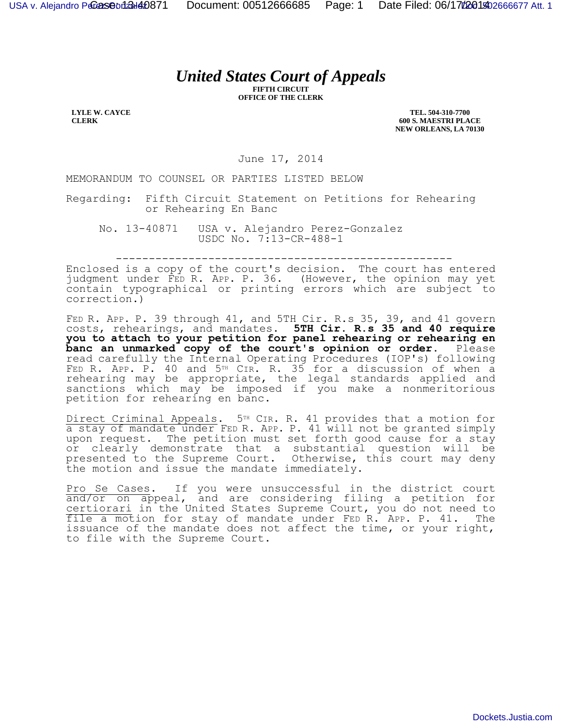# *United States Court of Appeals*

**FIFTH CIRCUIT**
**OFFICE OF THE CLERK**

**LYLE W. CAYCE**
**CLERK**

**TEL. 504-310-7700**
**600 S. MAESTRI PLACE**
**NEW ORLEANS, LA 70130**

June 17, 2014

MEMORANDUM TO COUNSEL OR PARTIES LISTED BELOW

Regarding: Fifth Circuit Statement on Petitions for Rehearing or Rehearing En Banc

No. 13-40871 USA v. Alejandro Perez-Gonzalez
USDC No. 7:13-CR-488-1

---

Enclosed is a copy of the court's decision. The court has entered judgment under FED R. APP. P. 36. (However, the opinion may yet contain typographical or printing errors which are subject to correction.)

FED R. APP. P. 39 through 41, and 5TH Cir. R.s 35, 39, and 41 govern costs, rehearings, and mandates. **5TH Cir. R.s 35 and 40 require you to attach to your petition for panel rehearing or rehearing en banc an unmarked copy of the court's opinion or order.** Please read carefully the Internal Operating Procedures (IOP's) following FED R. APP. P. 40 and 5TH CIR. R. 35 for a discussion of when a rehearing may be appropriate, the legal standards applied and sanctions which may be imposed if you make a nonmeritorious petition for rehearing en banc.

Direct Criminal Appeals. 5TH CIR. R. 41 provides that a motion for a stay of mandate under FED R. APP. P. 41 will not be granted simply upon request. The petition must set forth good cause for a stay or clearly demonstrate that a substantial question will be presented to the Supreme Court. Otherwise, this court may deny the motion and issue the mandate immediately.

Pro Se Cases. If you were unsuccessful in the district court and/or on appeal, and are considering filing a petition for certiorari in the United States Supreme Court, you do not need to file a motion for stay of mandate under FED R. APP. P. 41. The issuance of the mandate does not affect the time, or your right, to file with the Supreme Court.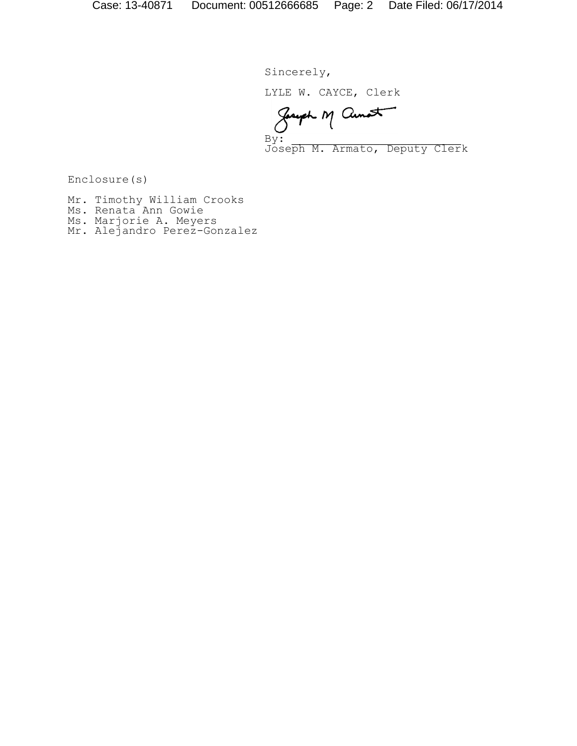Sincerely,

LYLE W. CAYCE, Clerk

By: \_\_\_\_\_\_\_\_\_\_\_\_\_\_\_\_\_\_\_\_\_\_\_\_\_
Joseph M. Armato, Deputy Clerk

Enclosure(s)

Mr. Timothy William Crooks
Ms. Renata Ann Gowie
Ms. Marjorie A. Meyers
Mr. Alejandro Perez-Gonzalez